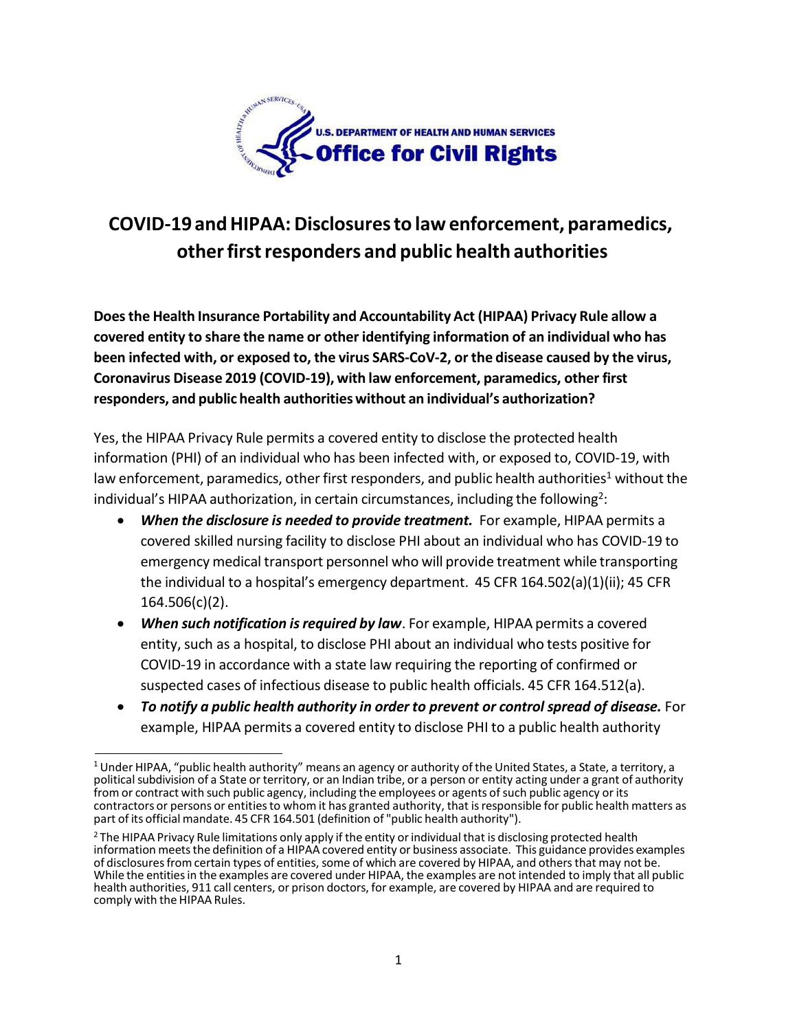# COVID-19 and HIPAA: Disclosures to law enforcement, paramedics, other first responders and public health authorities

**Does the Health Insurance Portability and Accountability Act (HIPAA) Privacy Rule allow a covered entity to share the name or other identifying information of an individual who has been infected with, or exposed to, the virus SARS-CoV-2, or the disease caused by the virus, Coronavirus Disease 2019 (COVID-19), with law enforcement, paramedics, other first responders, and public health authorities without an individual's authorization?**

Yes, the HIPAA Privacy Rule permits a covered entity to disclose the protected health information (PHI) of an individual who has been infected with, or exposed to, COVID-19, with law enforcement, paramedics, other first responders, and public health authorities[1] without the individual's HIPAA authorization, in certain circumstances, including the following[2]:

- ***When the disclosure is needed to provide treatment.*** For example, HIPAA permits a covered skilled nursing facility to disclose PHI about an individual who has COVID-19 to emergency medical transport personnel who will provide treatment while transporting the individual to a hospital's emergency department. 45 CFR 164.502(a)(1)(ii); 45 CFR 164.506(c)(2).
- ***When such notification is required by law***. For example, HIPAA permits a covered entity, such as a hospital, to disclose PHI about an individual who tests positive for COVID-19 in accordance with a state law requiring the reporting of confirmed or suspected cases of infectious disease to public health officials. 45 CFR 164.512(a).
- ***To notify a public health authority in order to prevent or control spread of disease.*** For example, HIPAA permits a covered entity to disclose PHI to a public health authority

[1] Under HIPAA, "public health authority" means an agency or authority of the United States, a State, a territory, a political subdivision of a State or territory, or an Indian tribe, or a person or entity acting under a grant of authority from or contract with such public agency, including the employees or agents of such public agency or its contractors or persons or entities to whom it has granted authority, that is responsible for public health matters as part of its official mandate. 45 CFR 164.501 (definition of "public health authority").

[2] The HIPAA Privacy Rule limitations only apply if the entity or individual that is disclosing protected health information meets the definition of a HIPAA covered entity or business associate. This guidance provides examples of disclosures from certain types of entities, some of which are covered by HIPAA, and others that may not be. While the entities in the examples are covered under HIPAA, the examples are not intended to imply that all public health authorities, 911 call centers, or prison doctors, for example, are covered by HIPAA and are required to comply with the HIPAA Rules.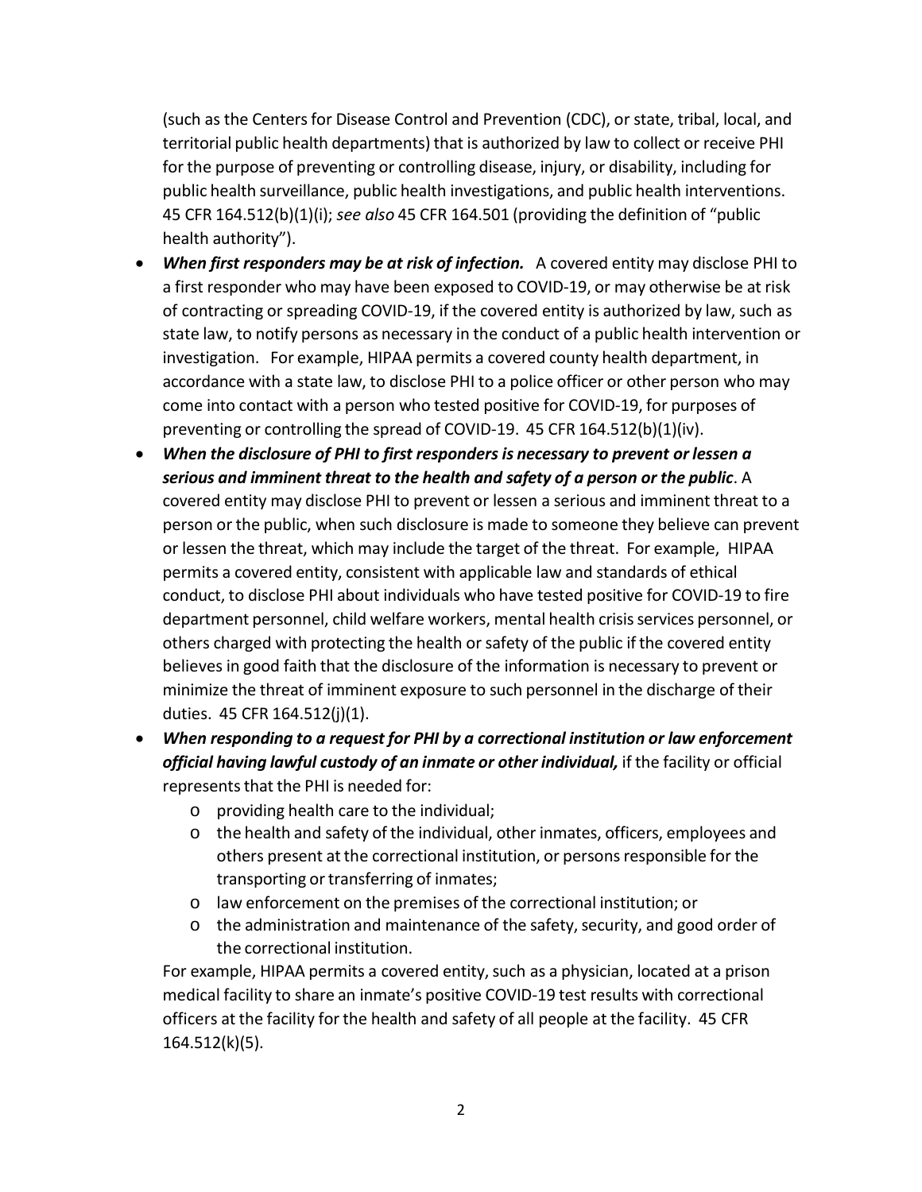(such as the Centers for Disease Control and Prevention (CDC), or state, tribal, local, and territorial public health departments) that is authorized by law to collect or receive PHI for the purpose of preventing or controlling disease, injury, or disability, including for public health surveillance, public health investigations, and public health interventions. 45 CFR 164.512(b)(1)(i); *see also* 45 CFR 164.501 (providing the definition of "public health authority").

- ***When first responders may be at risk of infection.*** A covered entity may disclose PHI to a first responder who may have been exposed to COVID-19, or may otherwise be at risk of contracting or spreading COVID-19, if the covered entity is authorized by law, such as state law, to notify persons as necessary in the conduct of a public health intervention or investigation. For example, HIPAA permits a covered county health department, in accordance with a state law, to disclose PHI to a police officer or other person who may come into contact with a person who tested positive for COVID-19, for purposes of preventing or controlling the spread of COVID-19. 45 CFR 164.512(b)(1)(iv).
- ***When the disclosure of PHI to first responders is necessary to prevent or lessen a serious and imminent threat to the health and safety of a person or the public***. A covered entity may disclose PHI to prevent or lessen a serious and imminent threat to a person or the public, when such disclosure is made to someone they believe can prevent or lessen the threat, which may include the target of the threat. For example, HIPAA permits a covered entity, consistent with applicable law and standards of ethical conduct, to disclose PHI about individuals who have tested positive for COVID-19 to fire department personnel, child welfare workers, mental health crisis services personnel, or others charged with protecting the health or safety of the public if the covered entity believes in good faith that the disclosure of the information is necessary to prevent or minimize the threat of imminent exposure to such personnel in the discharge of their duties. 45 CFR 164.512(j)(1).
- ***When responding to a request for PHI by a correctional institution or law enforcement official having lawful custody of an inmate or other individual,*** if the facility or official represents that the PHI is needed for:
  - providing health care to the individual;
  - the health and safety of the individual, other inmates, officers, employees and others present at the correctional institution, or persons responsible for the transporting or transferring of inmates;
  - law enforcement on the premises of the correctional institution; or
  - the administration and maintenance of the safety, security, and good order of the correctional institution.

  For example, HIPAA permits a covered entity, such as a physician, located at a prison medical facility to share an inmate's positive COVID-19 test results with correctional officers at the facility for the health and safety of all people at the facility. 45 CFR 164.512(k)(5).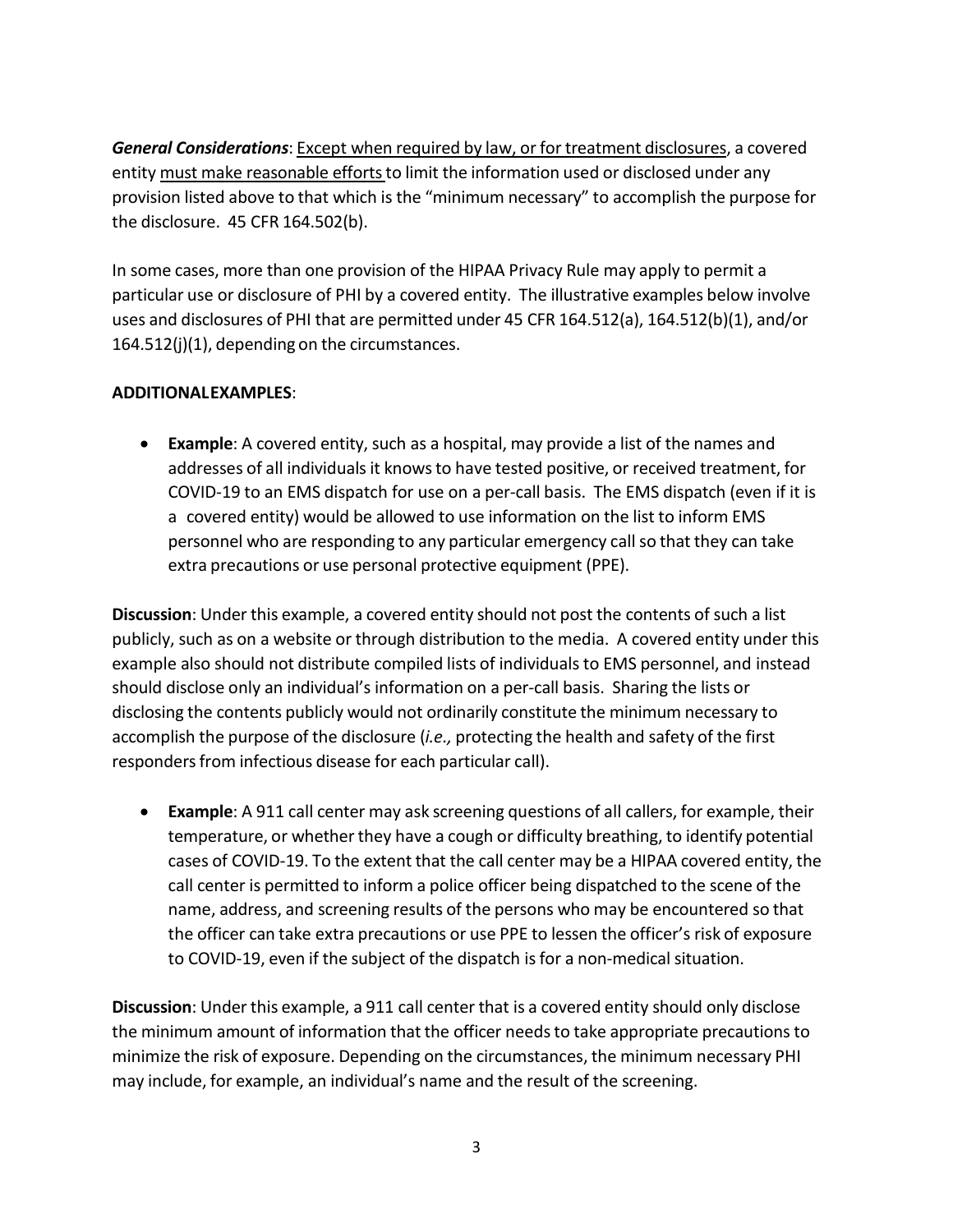***General Considerations***: Except when required by law, or for treatment disclosures, a covered entity must make reasonable efforts to limit the information used or disclosed under any provision listed above to that which is the "minimum necessary" to accomplish the purpose for the disclosure. 45 CFR 164.502(b).

In some cases, more than one provision of the HIPAA Privacy Rule may apply to permit a particular use or disclosure of PHI by a covered entity. The illustrative examples below involve uses and disclosures of PHI that are permitted under 45 CFR 164.512(a), 164.512(b)(1), and/or 164.512(j)(1), depending on the circumstances.

**ADDITIONAL EXAMPLES**:

- **Example**: A covered entity, such as a hospital, may provide a list of the names and addresses of all individuals it knows to have tested positive, or received treatment, for COVID-19 to an EMS dispatch for use on a per-call basis. The EMS dispatch (even if it is a covered entity) would be allowed to use information on the list to inform EMS personnel who are responding to any particular emergency call so that they can take extra precautions or use personal protective equipment (PPE).

**Discussion**: Under this example, a covered entity should not post the contents of such a list publicly, such as on a website or through distribution to the media. A covered entity under this example also should not distribute compiled lists of individuals to EMS personnel, and instead should disclose only an individual's information on a per-call basis. Sharing the lists or disclosing the contents publicly would not ordinarily constitute the minimum necessary to accomplish the purpose of the disclosure (*i.e.,* protecting the health and safety of the first responders from infectious disease for each particular call).

- **Example**: A 911 call center may ask screening questions of all callers, for example, their temperature, or whether they have a cough or difficulty breathing, to identify potential cases of COVID-19. To the extent that the call center may be a HIPAA covered entity, the call center is permitted to inform a police officer being dispatched to the scene of the name, address, and screening results of the persons who may be encountered so that the officer can take extra precautions or use PPE to lessen the officer's risk of exposure to COVID-19, even if the subject of the dispatch is for a non-medical situation.

**Discussion**: Under this example, a 911 call center that is a covered entity should only disclose the minimum amount of information that the officer needs to take appropriate precautions to minimize the risk of exposure. Depending on the circumstances, the minimum necessary PHI may include, for example, an individual's name and the result of the screening.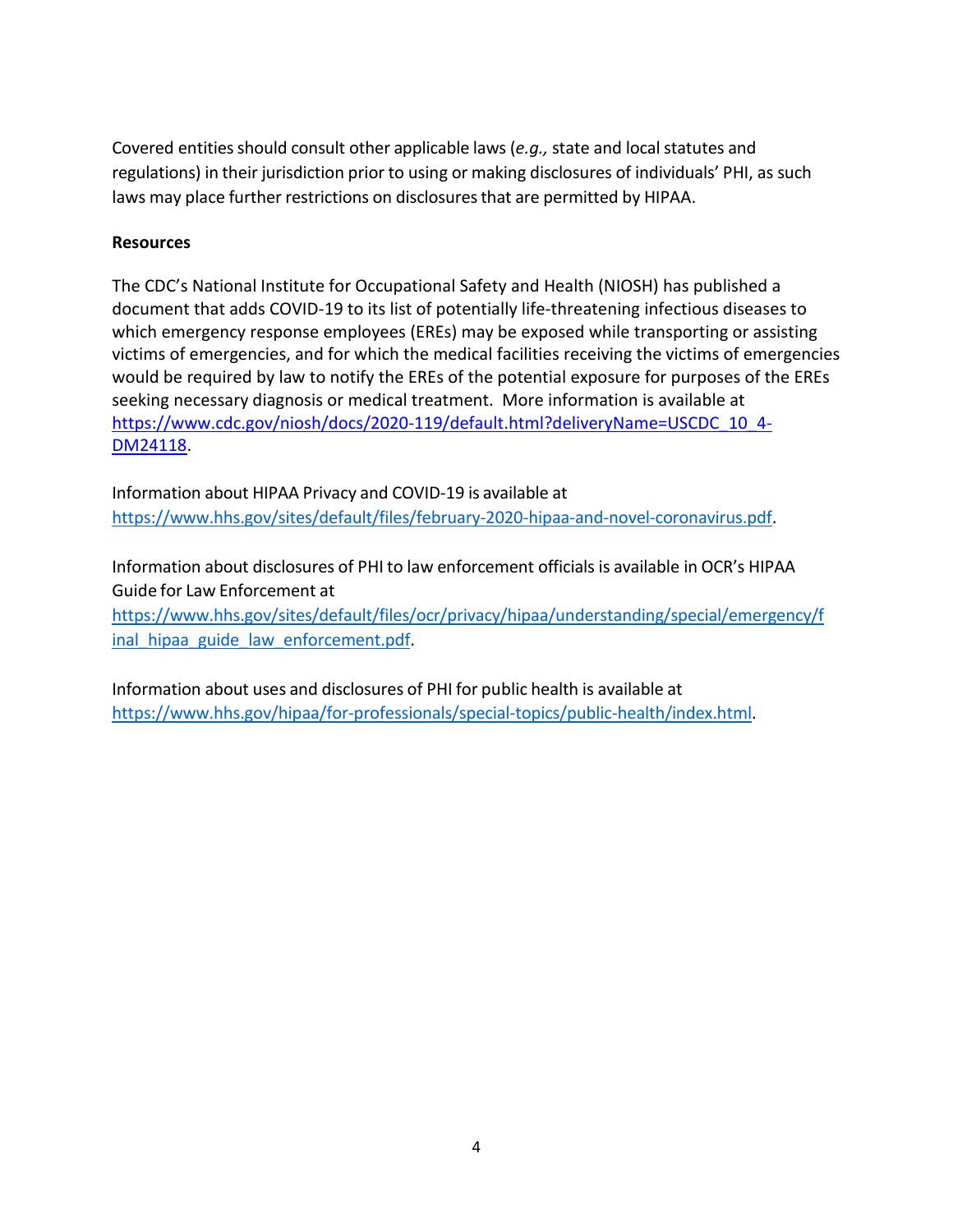Covered entities should consult other applicable laws (*e.g.,* state and local statutes and regulations) in their jurisdiction prior to using or making disclosures of individuals' PHI, as such laws may place further restrictions on disclosures that are permitted by HIPAA.

**Resources**

The CDC's National Institute for Occupational Safety and Health (NIOSH) has published a document that adds COVID-19 to its list of potentially life-threatening infectious diseases to which emergency response employees (EREs) may be exposed while transporting or assisting victims of emergencies, and for which the medical facilities receiving the victims of emergencies would be required by law to notify the EREs of the potential exposure for purposes of the EREs seeking necessary diagnosis or medical treatment. More information is available at https://www.cdc.gov/niosh/docs/2020-119/default.html?deliveryName=USCDC_10_4-DM24118.

Information about HIPAA Privacy and COVID-19 is available at https://www.hhs.gov/sites/default/files/february-2020-hipaa-and-novel-coronavirus.pdf.

Information about disclosures of PHI to law enforcement officials is available in OCR's HIPAA Guide for Law Enforcement at https://www.hhs.gov/sites/default/files/ocr/privacy/hipaa/understanding/special/emergency/final_hipaa_guide_law_enforcement.pdf.

Information about uses and disclosures of PHI for public health is available at https://www.hhs.gov/hipaa/for-professionals/special-topics/public-health/index.html.